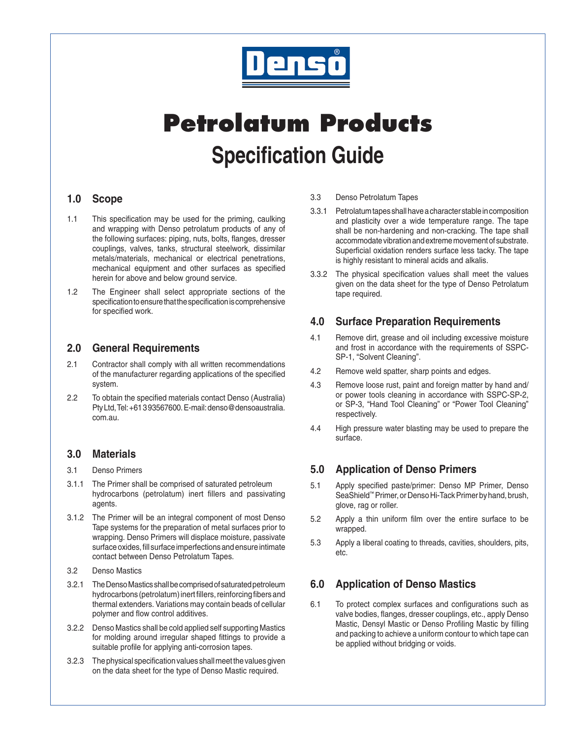Denso®

# Petrolatum Products

## Specification Guide

## 1.0 Scope

1.1 This specification may be used for the priming, caulking and wrapping with Denso petrolatum products of any of the following surfaces: piping, nuts, bolts, flanges, dresser couplings, valves, tanks, structural steelwork, dissimilar metals/materials, mechanical or electrical penetrations, mechanical equipment and other surfaces as specified herein for above and below ground service.

1.2 The Engineer shall select appropriate sections of the specification to ensure that the specification is comprehensive for specified work.

## 2.0 General Requirements

2.1 Contractor shall comply with all written recommendations of the manufacturer regarding applications of the specified system.

2.2 To obtain the specified materials contact Denso (Australia) Pty Ltd, Tel: +61 3 93567600. E-mail: denso@densoaustralia.com.au.

## 3.0 Materials

3.1 Denso Primers

3.1.1 The Primer shall be comprised of saturated petroleum hydrocarbons (petrolatum) inert fillers and passivating agents.

3.1.2 The Primer will be an integral component of most Denso Tape systems for the preparation of metal surfaces prior to wrapping. Denso Primers will displace moisture, passivate surface oxides, fill surface imperfections and ensure intimate contact between Denso Petrolatum Tapes.

3.2 Denso Mastics

3.2.1 The Denso Mastics shall be comprised of saturated petroleum hydrocarbons (petrolatum) inert fillers, reinforcing fibers and thermal extenders. Variations may contain beads of cellular polymer and flow control additives.

3.2.2 Denso Mastics shall be cold applied self supporting Mastics for molding around irregular shaped fittings to provide a suitable profile for applying anti-corrosion tapes.

3.2.3 The physical specification values shall meet the values given on the data sheet for the type of Denso Mastic required.

3.3 Denso Petrolatum Tapes

3.3.1 Petrolatum tapes shall have a character stable in composition and plasticity over a wide temperature range. The tape shall be non-hardening and non-cracking. The tape shall accommodate vibration and extreme movement of substrate. Superficial oxidation renders surface less tacky. The tape is highly resistant to mineral acids and alkalis.

3.3.2 The physical specification values shall meet the values given on the data sheet for the type of Denso Petrolatum tape required.

## 4.0 Surface Preparation Requirements

4.1 Remove dirt, grease and oil including excessive moisture and frost in accordance with the requirements of SSPC-SP-1, "Solvent Cleaning".

4.2 Remove weld spatter, sharp points and edges.

4.3 Remove loose rust, paint and foreign matter by hand and/or power tools cleaning in accordance with SSPC-SP-2, or SP-3, "Hand Tool Cleaning" or "Power Tool Cleaning" respectively.

4.4 High pressure water blasting may be used to prepare the surface.

## 5.0 Application of Denso Primers

5.1 Apply specified paste/primer: Denso MP Primer, Denso SeaShield™ Primer, or Denso Hi-Tack Primer by hand, brush, glove, rag or roller.

5.2 Apply a thin uniform film over the entire surface to be wrapped.

5.3 Apply a liberal coating to threads, cavities, shoulders, pits, etc.

## 6.0 Application of Denso Mastics

6.1 To protect complex surfaces and configurations such as valve bodies, flanges, dresser couplings, etc., apply Denso Mastic, Densyl Mastic or Denso Profiling Mastic by filling and packing to achieve a uniform contour to which tape can be applied without bridging or voids.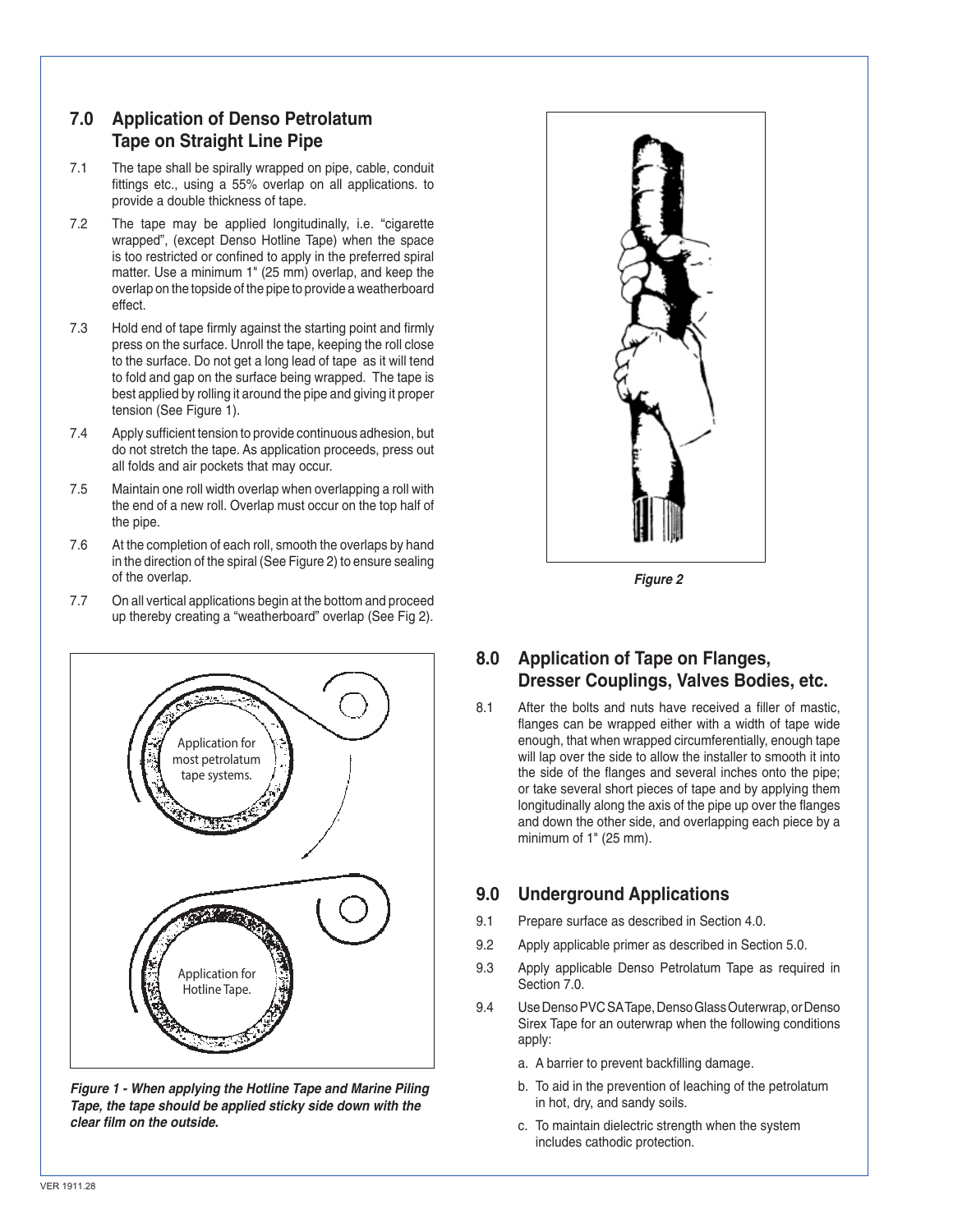## 7.0 Application of Denso Petrolatum Tape on Straight Line Pipe

7.1 The tape shall be spirally wrapped on pipe, cable, conduit fittings etc., using a 55% overlap on all applications. to provide a double thickness of tape.

7.2 The tape may be applied longitudinally, i.e. "cigarette wrapped", (except Denso Hotline Tape) when the space is too restricted or confined to apply in the preferred spiral matter. Use a minimum 1" (25 mm) overlap, and keep the overlap on the topside of the pipe to provide a weatherboard effect.

7.3 Hold end of tape firmly against the starting point and firmly press on the surface. Unroll the tape, keeping the roll close to the surface. Do not get a long lead of tape as it will tend to fold and gap on the surface being wrapped. The tape is best applied by rolling it around the pipe and giving it proper tension (See Figure 1).

7.4 Apply sufficient tension to provide continuous adhesion, but do not stretch the tape. As application proceeds, press out all folds and air pockets that may occur.

7.5 Maintain one roll width overlap when overlapping a roll with the end of a new roll. Overlap must occur on the top half of the pipe.

7.6 At the completion of each roll, smooth the overlaps by hand in the direction of the spiral (See Figure 2) to ensure sealing of the overlap.

7.7 On all vertical applications begin at the bottom and proceed up thereby creating a "weatherboard" overlap (See Fig 2).

Application for most petrolatum tape systems.

Application for Hotline Tape.

***Figure 1 - When applying the Hotline Tape and Marine Piling Tape, the tape should be applied sticky side down with the clear film on the outside.***

***Figure 2***

## 8.0 Application of Tape on Flanges, Dresser Couplings, Valves Bodies, etc.

8.1 After the bolts and nuts have received a filler of mastic, flanges can be wrapped either with a width of tape wide enough, that when wrapped circumferentially, enough tape will lap over the side to allow the installer to smooth it into the side of the flanges and several inches onto the pipe; or take several short pieces of tape and by applying them longitudinally along the axis of the pipe up over the flanges and down the other side, and overlapping each piece by a minimum of 1" (25 mm).

## 9.0 Underground Applications

9.1 Prepare surface as described in Section 4.0.

9.2 Apply applicable primer as described in Section 5.0.

9.3 Apply applicable Denso Petrolatum Tape as required in Section 7.0.

9.4 Use Denso PVC SA Tape, Denso Glass Outerwrap, or Denso Sirex Tape for an outerwrap when the following conditions apply:

a. A barrier to prevent backfilling damage.

b. To aid in the prevention of leaching of the petrolatum in hot, dry, and sandy soils.

c. To maintain dielectric strength when the system includes cathodic protection.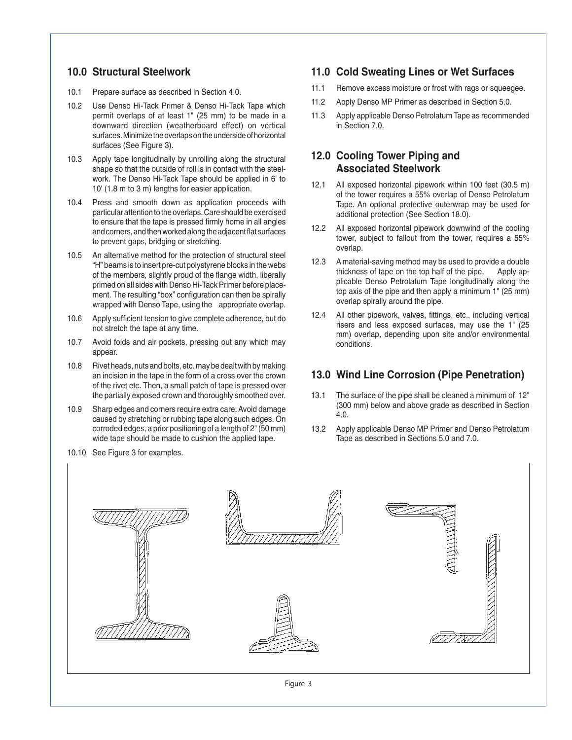## 10.0 Structural Steelwork

10.1 Prepare surface as described in Section 4.0.

10.2 Use Denso Hi-Tack Primer & Denso Hi-Tack Tape which permit overlaps of at least 1" (25 mm) to be made in a downward direction (weatherboard effect) on vertical surfaces. Minimize the overlaps on the underside of horizontal surfaces (See Figure 3).

10.3 Apply tape longitudinally by unrolling along the structural shape so that the outside of roll is in contact with the steelwork. The Denso Hi-Tack Tape should be applied in 6' to 10' (1.8 m to 3 m) lengths for easier application.

10.4 Press and smooth down as application proceeds with particular attention to the overlaps. Care should be exercised to ensure that the tape is pressed firmly home in all angles and corners, and then worked along the adjacent flat surfaces to prevent gaps, bridging or stretching.

10.5 An alternative method for the protection of structural steel "H" beams is to insert pre-cut polystyrene blocks in the webs of the members, slightly proud of the flange width, liberally primed on all sides with Denso Hi-Tack Primer before placement. The resulting "box" configuration can then be spirally wrapped with Denso Tape, using the appropriate overlap.

10.6 Apply sufficient tension to give complete adherence, but do not stretch the tape at any time.

10.7 Avoid folds and air pockets, pressing out any which may appear.

10.8 Rivet heads, nuts and bolts, etc. may be dealt with by making an incision in the tape in the form of a cross over the crown of the rivet etc. Then, a small patch of tape is pressed over the partially exposed crown and thoroughly smoothed over.

10.9 Sharp edges and corners require extra care. Avoid damage caused by stretching or rubbing tape along such edges. On corroded edges, a prior positioning of a length of 2" (50 mm) wide tape should be made to cushion the applied tape.

10.10 See Figure 3 for examples.

## 11.0 Cold Sweating Lines or Wet Surfaces

11.1 Remove excess moisture or frost with rags or squeegee.

11.2 Apply Denso MP Primer as described in Section 5.0.

11.3 Apply applicable Denso Petrolatum Tape as recommended in Section 7.0.

## 12.0 Cooling Tower Piping and Associated Steelwork

12.1 All exposed horizontal pipework within 100 feet (30.5 m) of the tower requires a 55% overlap of Denso Petrolatum Tape. An optional protective outerwrap may be used for additional protection (See Section 18.0).

12.2 All exposed horizontal pipework downwind of the cooling tower, subject to fallout from the tower, requires a 55% overlap.

12.3 A material-saving method may be used to provide a double thickness of tape on the top half of the pipe. Apply applicable Denso Petrolatum Tape longitudinally along the top axis of the pipe and then apply a minimum 1" (25 mm) overlap spirally around the pipe.

12.4 All other pipework, valves, fittings, etc., including vertical risers and less exposed surfaces, may use the 1" (25 mm) overlap, depending upon site and/or environmental conditions.

## 13.0 Wind Line Corrosion (Pipe Penetration)

13.1 The surface of the pipe shall be cleaned a minimum of 12" (300 mm) below and above grade as described in Section 4.0.

13.2 Apply applicable Denso MP Primer and Denso Petrolatum Tape as described in Sections 5.0 and 7.0.

Figure 3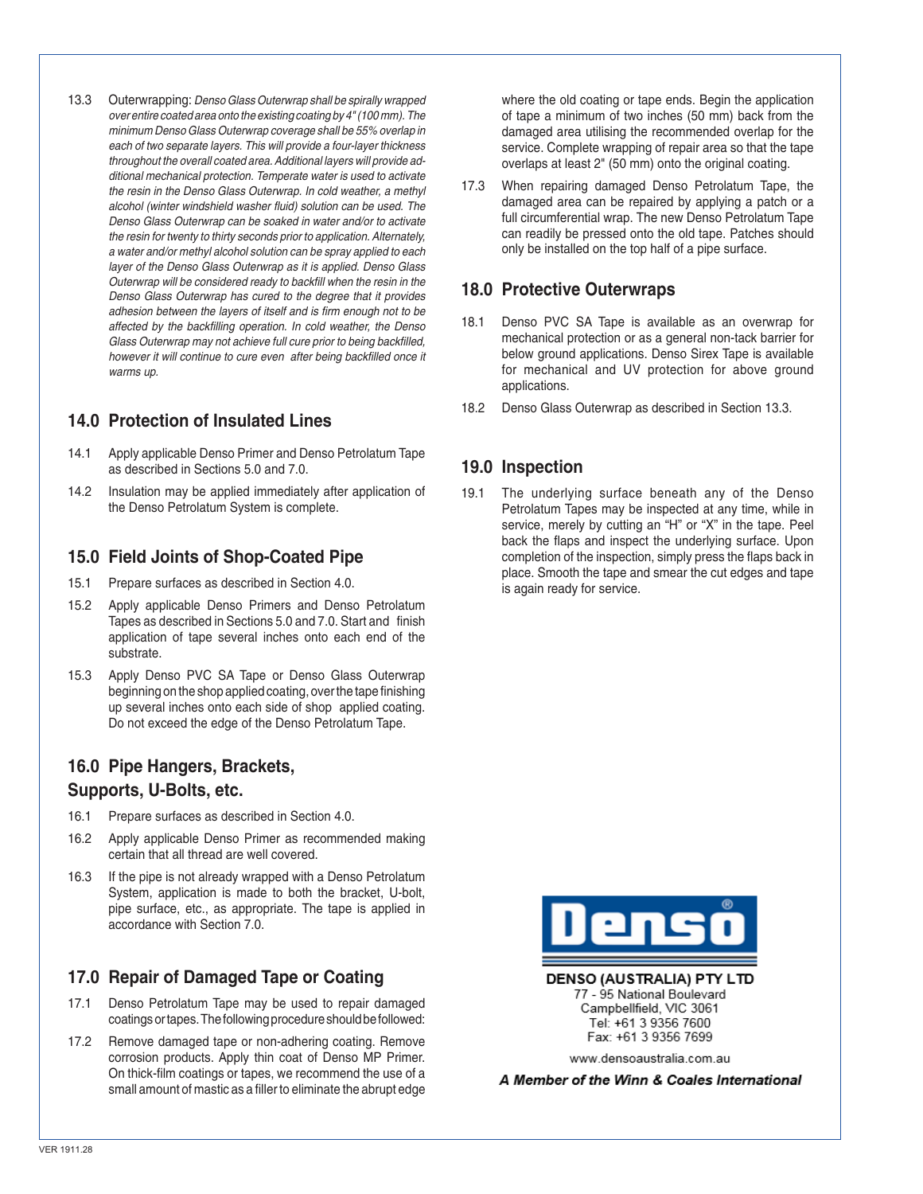13.3 Outerwrapping: *Denso Glass Outerwrap shall be spirally wrapped over entire coated area onto the existing coating by 4" (100 mm). The minimum Denso Glass Outerwrap coverage shall be 55% overlap in each of two separate layers. This will provide a four-layer thickness throughout the overall coated area. Additional layers will provide additional mechanical protection. Temperate water is used to activate the resin in the Denso Glass Outerwrap. In cold weather, a methyl alcohol (winter windshield washer fluid) solution can be used. The Denso Glass Outerwrap can be soaked in water and/or to activate the resin for twenty to thirty seconds prior to application. Alternately, a water and/or methyl alcohol solution can be spray applied to each layer of the Denso Glass Outerwrap as it is applied. Denso Glass Outerwrap will be considered ready to backfill when the resin in the Denso Glass Outerwrap has cured to the degree that it provides adhesion between the layers of itself and is firm enough not to be affected by the backfilling operation. In cold weather, the Denso Glass Outerwrap may not achieve full cure prior to being backfilled, however it will continue to cure even after being backfilled once it warms up.*

## 14.0 Protection of Insulated Lines

14.1 Apply applicable Denso Primer and Denso Petrolatum Tape as described in Sections 5.0 and 7.0.

14.2 Insulation may be applied immediately after application of the Denso Petrolatum System is complete.

## 15.0 Field Joints of Shop-Coated Pipe

15.1 Prepare surfaces as described in Section 4.0.

15.2 Apply applicable Denso Primers and Denso Petrolatum Tapes as described in Sections 5.0 and 7.0. Start and finish application of tape several inches onto each end of the substrate.

15.3 Apply Denso PVC SA Tape or Denso Glass Outerwrap beginning on the shop applied coating, over the tape finishing up several inches onto each side of shop applied coating. Do not exceed the edge of the Denso Petrolatum Tape.

## 16.0 Pipe Hangers, Brackets, Supports, U-Bolts, etc.

16.1 Prepare surfaces as described in Section 4.0.

16.2 Apply applicable Denso Primer as recommended making certain that all thread are well covered.

16.3 If the pipe is not already wrapped with a Denso Petrolatum System, application is made to both the bracket, U-bolt, pipe surface, etc., as appropriate. The tape is applied in accordance with Section 7.0.

## 17.0 Repair of Damaged Tape or Coating

17.1 Denso Petrolatum Tape may be used to repair damaged coatings or tapes. The following procedure should be followed:

17.2 Remove damaged tape or non-adhering coating. Remove corrosion products. Apply thin coat of Denso MP Primer. On thick-film coatings or tapes, we recommend the use of a small amount of mastic as a filler to eliminate the abrupt edge where the old coating or tape ends. Begin the application of tape a minimum of two inches (50 mm) back from the damaged area utilising the recommended overlap for the service. Complete wrapping of repair area so that the tape overlaps at least 2" (50 mm) onto the original coating.

17.3 When repairing damaged Denso Petrolatum Tape, the damaged area can be repaired by applying a patch or a full circumferential wrap. The new Denso Petrolatum Tape can readily be pressed onto the old tape. Patches should only be installed on the top half of a pipe surface.

## 18.0 Protective Outerwraps

18.1 Denso PVC SA Tape is available as an overwrap for mechanical protection or as a general non-tack barrier for below ground applications. Denso Sirex Tape is available for mechanical and UV protection for above ground applications.

18.2 Denso Glass Outerwrap as described in Section 13.3.

## 19.0 Inspection

19.1 The underlying surface beneath any of the Denso Petrolatum Tapes may be inspected at any time, while in service, merely by cutting an "H" or "X" in the tape. Peel back the flaps and inspect the underlying surface. Upon completion of the inspection, simply press the flaps back in place. Smooth the tape and smear the cut edges and tape is again ready for service.

Denso®

**DENSO (AUSTRALIA) PTY LTD**
77 - 95 National Boulevard
Campbellfield, VIC 3061
Tel: +61 3 9356 7600
Fax: +61 3 9356 7699

www.densoaustralia.com.au

***A Member of the Winn & Coales International***

VER 1911.28